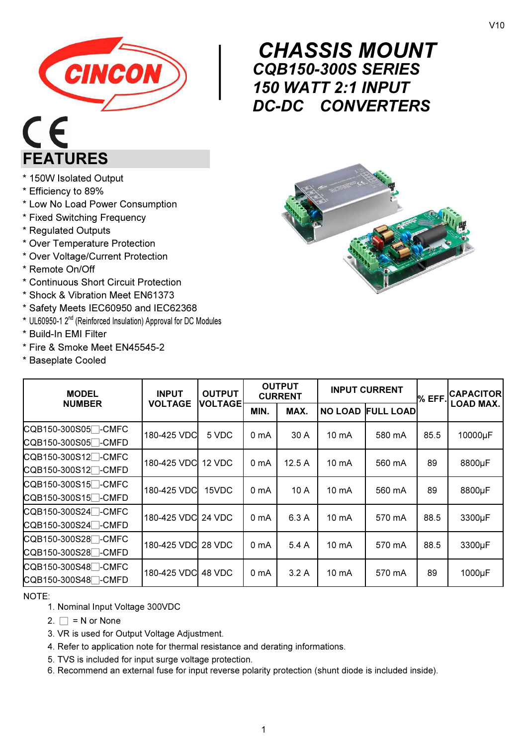V10

# CHASSIS MOUNT
## CQB150-300S SERIES
## 150 WATT 2:1 INPUT
## DC-DC CONVERTERS

## FEATURES

* 150W Isolated Output
* Efficiency to 89%
* Low No Load Power Consumption
* Fixed Switching Frequency
* Regulated Outputs
* Over Temperature Protection
* Over Voltage/Current Protection
* Remote On/Off
* Continuous Short Circuit Protection
* Shock & Vibration Meet EN61373
* Safety Meets IEC60950 and IEC62368
* UL60950-1 2nd (Reinforced Insulation) Approval for DC Modules
* Build-In EMI Filter
* Fire & Smoke Meet EN45545-2
* Baseplate Cooled

| MODEL NUMBER | INPUT VOLTAGE | OUTPUT VOLTAGE | OUTPUT CURRENT | | INPUT CURRENT | | % EFF. | CAPACITOR LOAD MAX. |
|---|---|---|---|---|---|---|---|---|
| | | | MIN. | MAX. | NO LOAD | FULL LOAD | | |
| CQB150-300S05☐-CMFC<br>CQB150-300S05☐-CMFD | 180-425 VDC | 5 VDC | 0 mA | 30 A | 10 mA | 580 mA | 85.5 | 10000µF |
| CQB150-300S12☐-CMFC<br>CQB150-300S12☐-CMFD | 180-425 VDC | 12 VDC | 0 mA | 12.5 A | 10 mA | 560 mA | 89 | 8800µF |
| CQB150-300S15☐-CMFC<br>CQB150-300S15☐-CMFD | 180-425 VDC | 15VDC | 0 mA | 10 A | 10 mA | 560 mA | 89 | 8800µF |
| CQB150-300S24☐-CMFC<br>CQB150-300S24☐-CMFD | 180-425 VDC | 24 VDC | 0 mA | 6.3 A | 10 mA | 570 mA | 88.5 | 3300µF |
| CQB150-300S28☐-CMFC<br>CQB150-300S28☐-CMFD | 180-425 VDC | 28 VDC | 0 mA | 5.4 A | 10 mA | 570 mA | 88.5 | 3300µF |
| CQB150-300S48☐-CMFC<br>CQB150-300S48☐-CMFD | 180-425 VDC | 48 VDC | 0 mA | 3.2 A | 10 mA | 570 mA | 89 | 1000µF |

NOTE:

1. Nominal Input Voltage 300VDC
2. ☐ = N or None
3. VR is used for Output Voltage Adjustment.
4. Refer to application note for thermal resistance and derating informations.
5. TVS is included for input surge voltage protection.
6. Recommend an external fuse for input reverse polarity protection (shunt diode is included inside).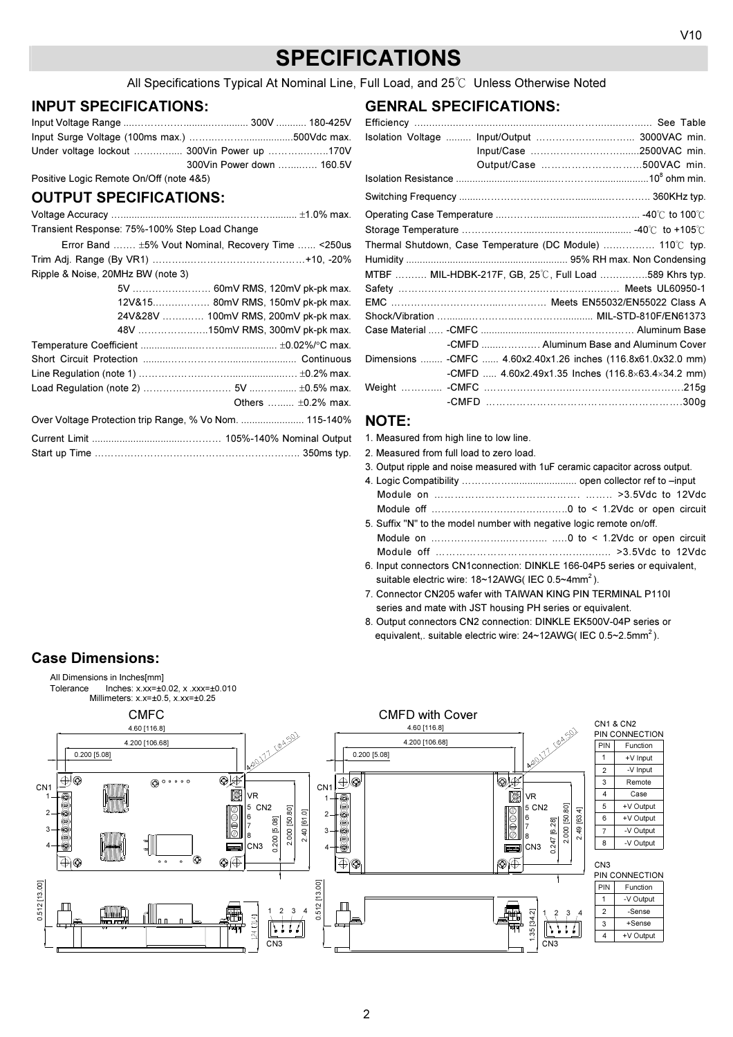# SPECIFICATIONS

All Specifications Typical At Nominal Line, Full Load, and 25℃ Unless Otherwise Noted

## INPUT SPECIFICATIONS:

Input Voltage Range ........ 300V ........... 180-425V

Input Surge Voltage (100ms max.) ........ 500Vdc max.

Under voltage lockout ........ 300Vin Power up ........ 170V

300Vin Power down ........ 160.5V

Positive Logic Remote On/Off (note 4&5)

## OUTPUT SPECIFICATIONS:

Voltage Accuracy ........ ±1.0% max.

Transient Response: 75%-100% Step Load Change

Error Band ....... ±5% Vout Nominal, Recovery Time ...... <250us

Trim Adj. Range (By VR1) ........ +10, -20%

Ripple & Noise, 20MHz BW (note 3)

- 5V ........ 60mV RMS, 120mV pk-pk max.
- 12V&15........ 80mV RMS, 150mV pk-pk max.
- 24V&28V ........ 100mV RMS, 200mV pk-pk max.
- 48V ........150mV RMS, 300mV pk-pk max.

Temperature Coefficient ........ ±0.02%/°C max.

Short Circuit Protection ........ Continuous

Line Regulation (note 1) ........ ±0.2% max.

Load Regulation (note 2) ........ 5V ........ ±0.5% max.

Others ........ ±0.2% max.

Over Voltage Protection trip Range, % Vo Nom. ........ 115-140%

Current Limit ........ 105%-140% Nominal Output

Start up Time ........ 350ms typ.

## GENRAL SPECIFICATIONS:

Efficiency ........ See Table

Isolation Voltage ........ Input/Output ........ 3000VAC min.

Input/Case ........2500VAC min.

Output/Case ........500VAC min.

Isolation Resistance ........$10^8$ ohm min.

Switching Frequency ........ 360KHz typ.

Operating Case Temperature ........ -40℃ to 100℃

Storage Temperature ........ -40℃ to +105℃

Thermal Shutdown, Case Temperature (DC Module) ........ 110℃ typ.

Humidity ........ 95% RH max. Non Condensing

MTBF ........ MIL-HDBK-217F, GB, 25℃, Full Load ........589 Khrs typ.

Safety ........ Meets UL60950-1

EMC ........ Meets EN55032/EN55022 Class A

Shock/Vibration ........ MIL-STD-810F/EN61373

Case Material ..... -CMFC ........ Aluminum Base

-CMFD ........ Aluminum Base and Aluminum Cover

Dimensions ........ -CMFC ...... 4.60x2.40x1.26 inches (116.8x61.0x32.0 mm)

-CMFD ..... 4.60x2.49x1.35 Inches (116.8×63.4×34.2 mm)

Weight ........ -CMFC ........215g

-CMFD ........300g

## NOTE:

1. Measured from high line to low line.
2. Measured from full load to zero load.
3. Output ripple and noise measured with 1uF ceramic capacitor across output.
4. Logic Compatibility ........ open collector ref to –input
   Module on ........ >3.5Vdc to 12Vdc
   Module off ........0 to < 1.2Vdc or open circuit
5. Suffix "N" to the model number with negative logic remote on/off.
   Module on ........0 to < 1.2Vdc or open circuit
   Module off ........ >3.5Vdc to 12Vdc
6. Input connectors CN1connection: DINKLE 166-04P5 series or equivalent, suitable electric wire: 18~12AWG( IEC 0.5~4mm$^2$ ).
7. Connector CN205 wafer with TAIWAN KING PIN TERMINAL P110I series and mate with JST housing PH series or equivalent.
8. Output connectors CN2 connection: DINKLE EK500V-04P series or equivalent,. suitable electric wire: 24~12AWG( IEC 0.5~2.5mm$^2$ ).

## Case Dimensions:

All Dimensions in Inches[mm]
Tolerance Inches: x.xx=±0.02, x .xxx=±0.010
Millimeters: x.x=±0.5, x.xx=±0.25

CMFC

4.60 [116.8]
4.200 [106.68]
0.200 [5.08]
4-Ø0.177 [Ø4.50]
CN1
1
2
3
4
VR
5 CN2
6
7
8
CN3
0.200 [5.08]
2.000 [50.80]
2.40 [61.0]
0.512 [13.00]
1.24 [32.0]
1 2 3 4
CN3

CMFD with Cover

4.60 [116.8]
4.200 [106.68]
0.200 [5.08]
4-Ø0.177 [Ø4.50]
CN1
1
2
3
4
VR
5 CN2
6
7
8
CN3
0.247 [6.28]
2.000 [50.80]
2.49 [63.4]
0.512 [13.00]
1.35 [34.2]
1 2 3 4
CN3

CN1 & CN2 PIN CONNECTION

| PIN | Function |
|---|---|
| 1 | +V Input |
| 2 | -V Input |
| 3 | Remote |
| 4 | Case |
| 5 | +V Output |
| 6 | +V Output |
| 7 | -V Output |
| 8 | -V Output |

CN3 PIN CONNECTION

| PIN | Function |
|---|---|
| 1 | -V Output |
| 2 | -Sense |
| 3 | +Sense |
| 4 | +V Output |